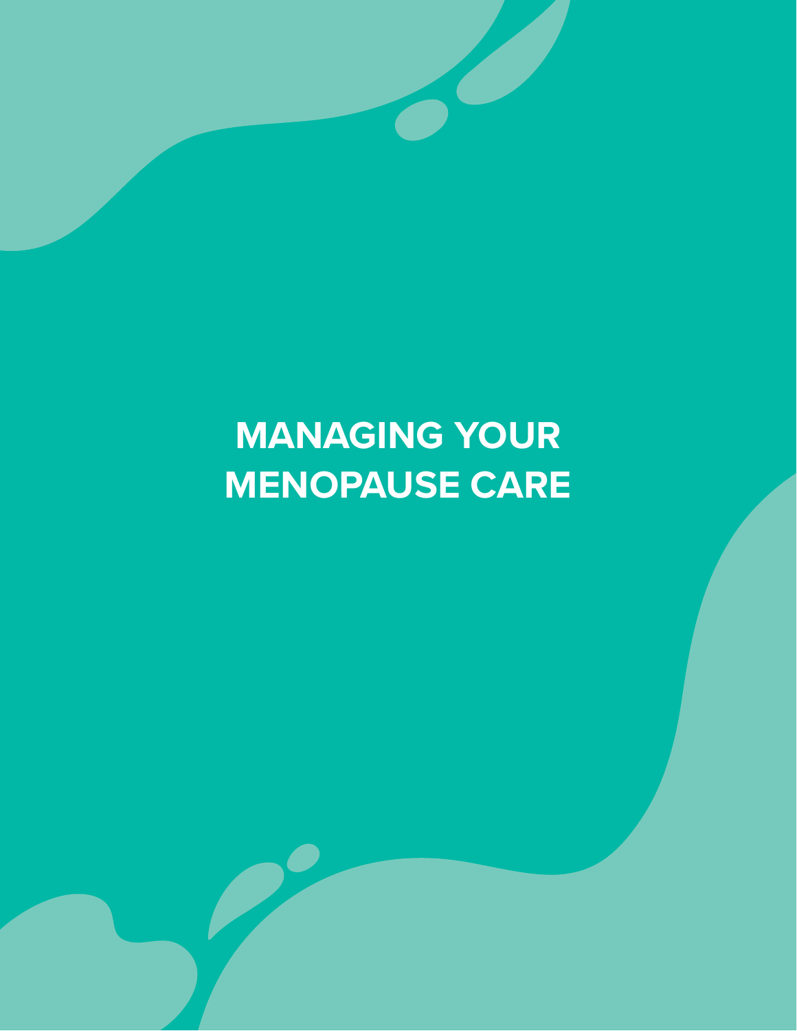# MANAGING YOUR MENOPAUSE CARE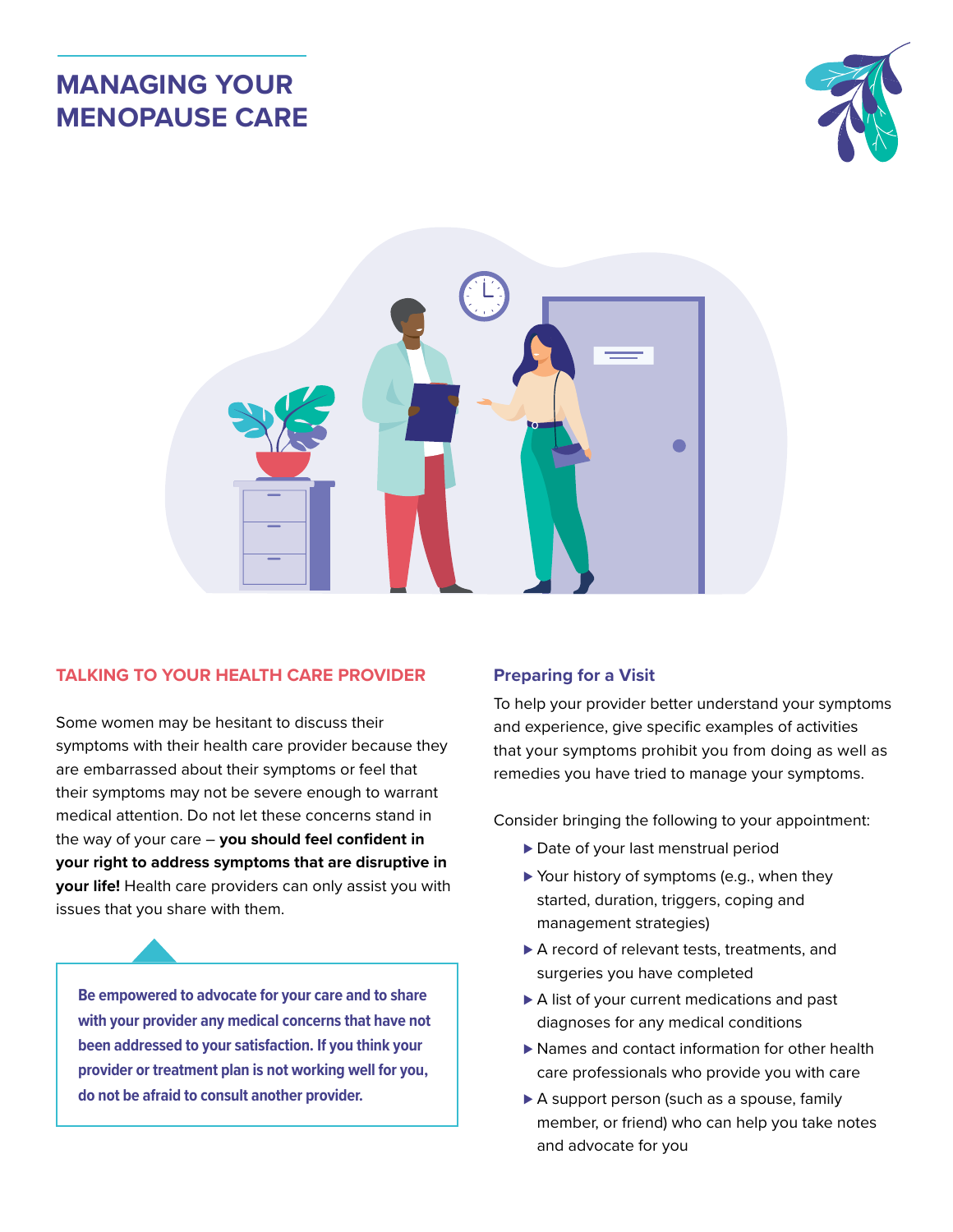# MANAGING YOUR MENOPAUSE CARE

## TALKING TO YOUR HEALTH CARE PROVIDER

Some women may be hesitant to discuss their symptoms with their health care provider because they are embarrassed about their symptoms or feel that their symptoms may not be severe enough to warrant medical attention. Do not let these concerns stand in the way of your care – **you should feel confident in your right to address symptoms that are disruptive in your life!** Health care providers can only assist you with issues that you share with them.

**Be empowered to advocate for your care and to share with your provider any medical concerns that have not been addressed to your satisfaction. If you think your provider or treatment plan is not working well for you, do not be afraid to consult another provider.**

### Preparing for a Visit

To help your provider better understand your symptoms and experience, give specific examples of activities that your symptoms prohibit you from doing as well as remedies you have tried to manage your symptoms.

Consider bringing the following to your appointment:

- Date of your last menstrual period
- Your history of symptoms (e.g., when they started, duration, triggers, coping and management strategies)
- A record of relevant tests, treatments, and surgeries you have completed
- A list of your current medications and past diagnoses for any medical conditions
- Names and contact information for other health care professionals who provide you with care
- A support person (such as a spouse, family member, or friend) who can help you take notes and advocate for you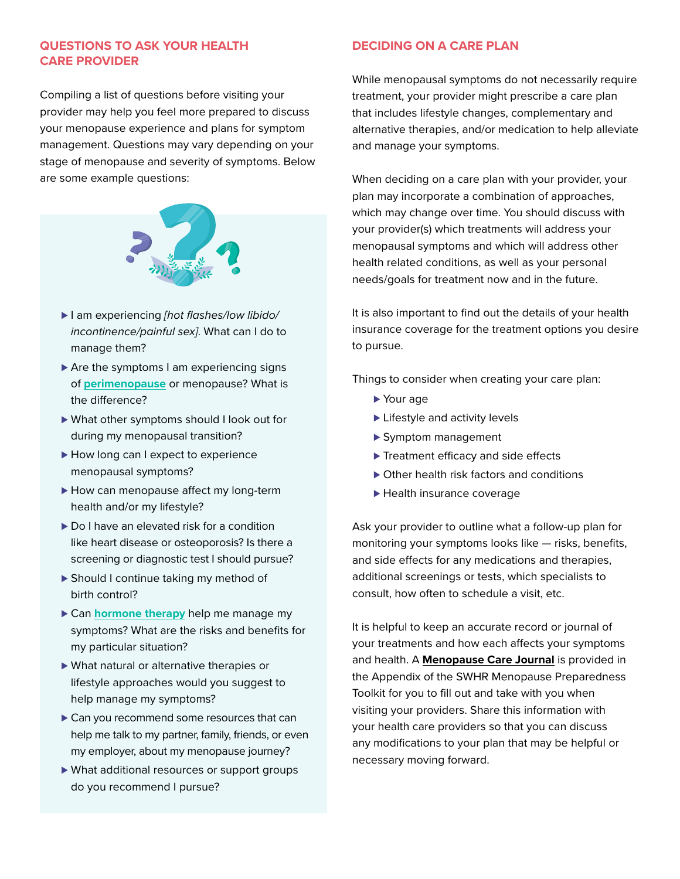## QUESTIONS TO ASK YOUR HEALTH CARE PROVIDER

Compiling a list of questions before visiting your provider may help you feel more prepared to discuss your menopause experience and plans for symptom management. Questions may vary depending on your stage of menopause and severity of symptoms. Below are some example questions:

- I am experiencing *[hot flashes/low libido/ incontinence/painful sex]*. What can I do to manage them?
- Are the symptoms I am experiencing signs of **perimenopause** or menopause? What is the difference?
- What other symptoms should I look out for during my menopausal transition?
- How long can I expect to experience menopausal symptoms?
- How can menopause affect my long-term health and/or my lifestyle?
- Do I have an elevated risk for a condition like heart disease or osteoporosis? Is there a screening or diagnostic test I should pursue?
- Should I continue taking my method of birth control?
- Can **hormone therapy** help me manage my symptoms? What are the risks and benefits for my particular situation?
- What natural or alternative therapies or lifestyle approaches would you suggest to help manage my symptoms?
- Can you recommend some resources that can help me talk to my partner, family, friends, or even my employer, about my menopause journey?
- What additional resources or support groups do you recommend I pursue?

## DECIDING ON A CARE PLAN

While menopausal symptoms do not necessarily require treatment, your provider might prescribe a care plan that includes lifestyle changes, complementary and alternative therapies, and/or medication to help alleviate and manage your symptoms.

When deciding on a care plan with your provider, your plan may incorporate a combination of approaches, which may change over time. You should discuss with your provider(s) which treatments will address your menopausal symptoms and which will address other health related conditions, as well as your personal needs/goals for treatment now and in the future.

It is also important to find out the details of your health insurance coverage for the treatment options you desire to pursue.

Things to consider when creating your care plan:

- Your age
- Lifestyle and activity levels
- Symptom management
- Treatment efficacy and side effects
- Other health risk factors and conditions
- Health insurance coverage

Ask your provider to outline what a follow-up plan for monitoring your symptoms looks like — risks, benefits, and side effects for any medications and therapies, additional screenings or tests, which specialists to consult, how often to schedule a visit, etc.

It is helpful to keep an accurate record or journal of your treatments and how each affects your symptoms and health. A **Menopause Care Journal** is provided in the Appendix of the SWHR Menopause Preparedness Toolkit for you to fill out and take with you when visiting your providers. Share this information with your health care providers so that you can discuss any modifications to your plan that may be helpful or necessary moving forward.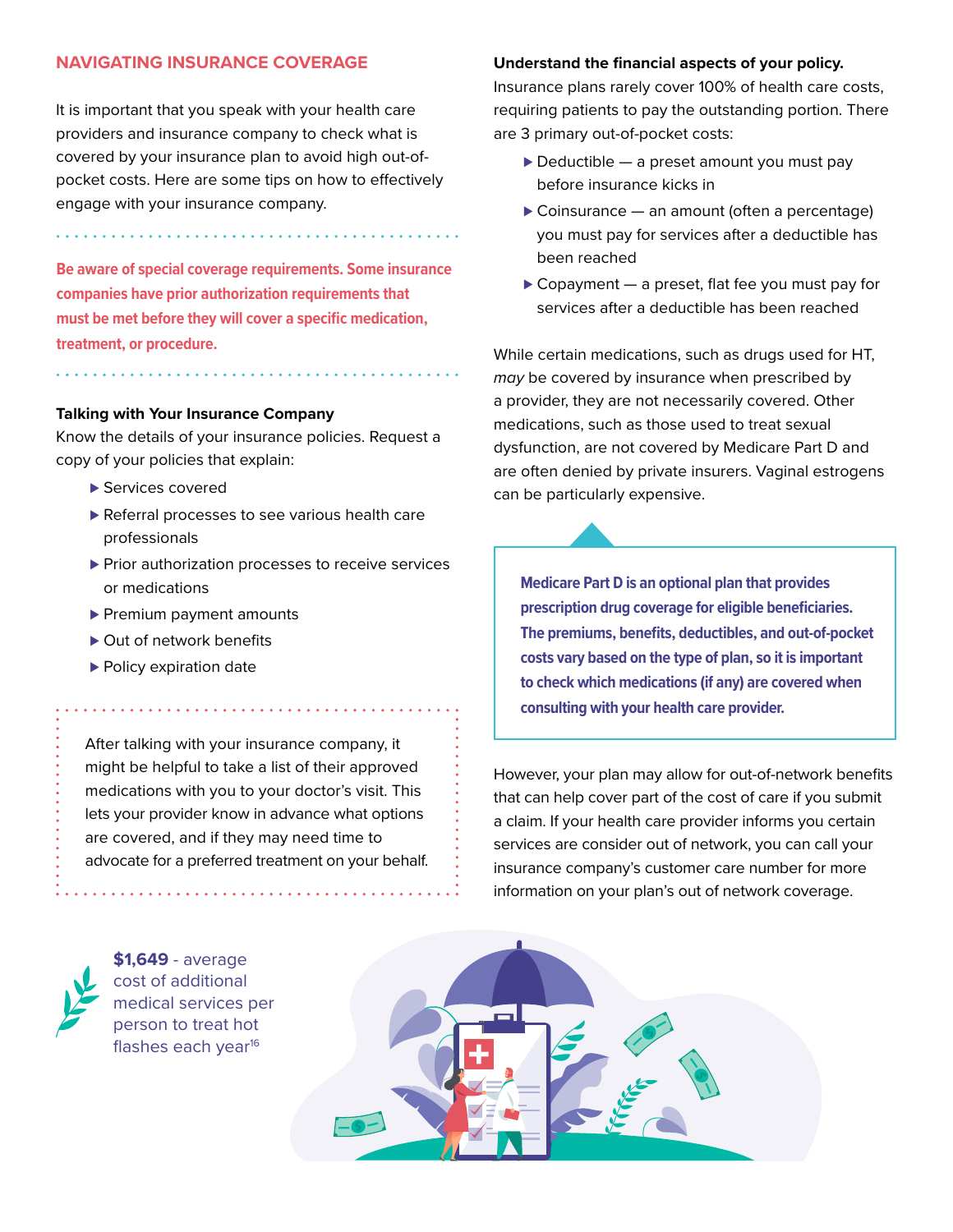## NAVIGATING INSURANCE COVERAGE

It is important that you speak with your health care providers and insurance company to check what is covered by your insurance plan to avoid high out-of-pocket costs. Here are some tips on how to effectively engage with your insurance company.

**Be aware of special coverage requirements. Some insurance companies have prior authorization requirements that must be met before they will cover a specific medication, treatment, or procedure.**

### Talking with Your Insurance Company

Know the details of your insurance policies. Request a copy of your policies that explain:

- Services covered
- Referral processes to see various health care professionals
- Prior authorization processes to receive services or medications
- Premium payment amounts
- Out of network benefits
- Policy expiration date

After talking with your insurance company, it might be helpful to take a list of their approved medications with you to your doctor's visit. This lets your provider know in advance what options are covered, and if they may need time to advocate for a preferred treatment on your behalf.

**$1,649** - average cost of additional medical services per person to treat hot flashes each year[16]

**Understand the financial aspects of your policy.** Insurance plans rarely cover 100% of health care costs, requiring patients to pay the outstanding portion. There are 3 primary out-of-pocket costs:

- Deductible — a preset amount you must pay before insurance kicks in
- Coinsurance — an amount (often a percentage) you must pay for services after a deductible has been reached
- Copayment — a preset, flat fee you must pay for services after a deductible has been reached

While certain medications, such as drugs used for HT, *may* be covered by insurance when prescribed by a provider, they are not necessarily covered. Other medications, such as those used to treat sexual dysfunction, are not covered by Medicare Part D and are often denied by private insurers. Vaginal estrogens can be particularly expensive.

**Medicare Part D is an optional plan that provides prescription drug coverage for eligible beneficiaries. The premiums, benefits, deductibles, and out-of-pocket costs vary based on the type of plan, so it is important to check which medications (if any) are covered when consulting with your health care provider.**

However, your plan may allow for out-of-network benefits that can help cover part of the cost of care if you submit a claim. If your health care provider informs you certain services are consider out of network, you can call your insurance company's customer care number for more information on your plan's out of network coverage.